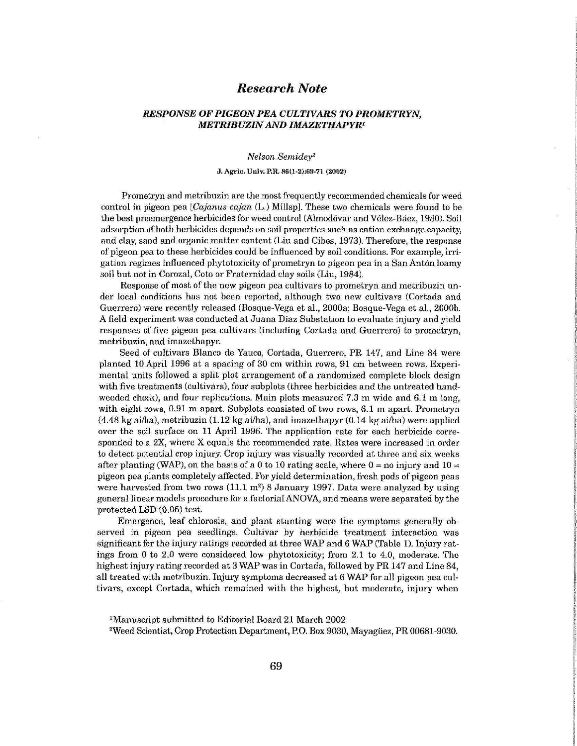# Research Note

## RESPONSE OF PIGEON PEA CULTIVARS TO PROMETRYN, METRIBUZIN AND IMAZETHAPYR[1]

*Nelson Semidey*[2]

J. Agric. Univ. P.R. 86(1-2):69-71 (2002)

Prometryn and metribuzin are the most frequently recommended chemicals for weed control in pigeon pea [*Cajanus cajan* (L.) Millsp]. These two chemicals were found to be the best preemergence herbicides for weed control (Almodóvar and Vélez-Báez, 1980). Soil adsorption of both herbicides depends on soil properties such as cation exchange capacity, and clay, sand and organic matter content (Liu and Cibes, 1973). Therefore, the response of pigeon pea to these herbicides could be influenced by soil conditions. For example, irrigation regimes influenced phytotoxicity of prometryn to pigeon pea in a San Antón loamy soil but not in Corozal, Coto or Fraternidad clay soils (Liu, 1984).

Response of most of the new pigeon pea cultivars to prometryn and metribuzin under local conditions has not been reported, although two new cultivars (Cortada and Guerrero) were recently released (Bosque-Vega et al., 2000a; Bosque-Vega et al., 2000b. A field experiment was conducted at Juana Díaz Substation to evaluate injury and yield responses of five pigeon pea cultivars (including Cortada and Guerrero) to prometryn, metribuzin, and imazethapyr.

Seed of cultivars Blanco de Yauco, Cortada, Guerrero, PR 147, and Line 84 were planted 10 April 1996 at a spacing of 30 cm within rows, 91 cm between rows. Experimental units followed a split plot arrangement of a randomized complete block design with five treatments (cultivars), four subplots (three herbicides and the untreated hand-weeded check), and four replications. Main plots measured 7.3 m wide and 6.1 m long, with eight rows, 0.91 m apart. Subplots consisted of two rows, 6.1 m apart. Prometryn (4.48 kg ai/ha), metribuzin (1.12 kg ai/ha), and imazethapyr (0.14 kg ai/ha) were applied over the soil surface on 11 April 1996. The application rate for each herbicide corresponded to a 2X, where X equals the recommended rate. Rates were increased in order to detect potential crop injury. Crop injury was visually recorded at three and six weeks after planting (WAP), on the basis of a 0 to 10 rating scale, where 0 = no injury and 10 = pigeon pea plants completely affected. For yield determination, fresh pods of pigeon peas were harvested from two rows (11.1 $m^2$) 8 January 1997. Data were analyzed by using general linear models procedure for a factorial ANOVA, and means were separated by the protected LSD (0.05) test.

Emergence, leaf chlorosis, and plant stunting were the symptoms generally observed in pigeon pea seedlings. Cultivar by herbicide treatment interaction was significant for the injury ratings recorded at three WAP and 6 WAP (Table 1). Injury ratings from 0 to 2.0 were considered low phytotoxicity; from 2.1 to 4.0, moderate. The highest injury rating recorded at 3 WAP was in Cortada, followed by PR 147 and Line 84, all treated with metribuzin. Injury symptoms decreased at 6 WAP for all pigeon pea cultivars, except Cortada, which remained with the highest, but moderate, injury when

[1]Manuscript submitted to Editorial Board 21 March 2002.

[2]Weed Scientist, Crop Protection Department, P.O. Box 9030, Mayagüez, PR 00681-9030.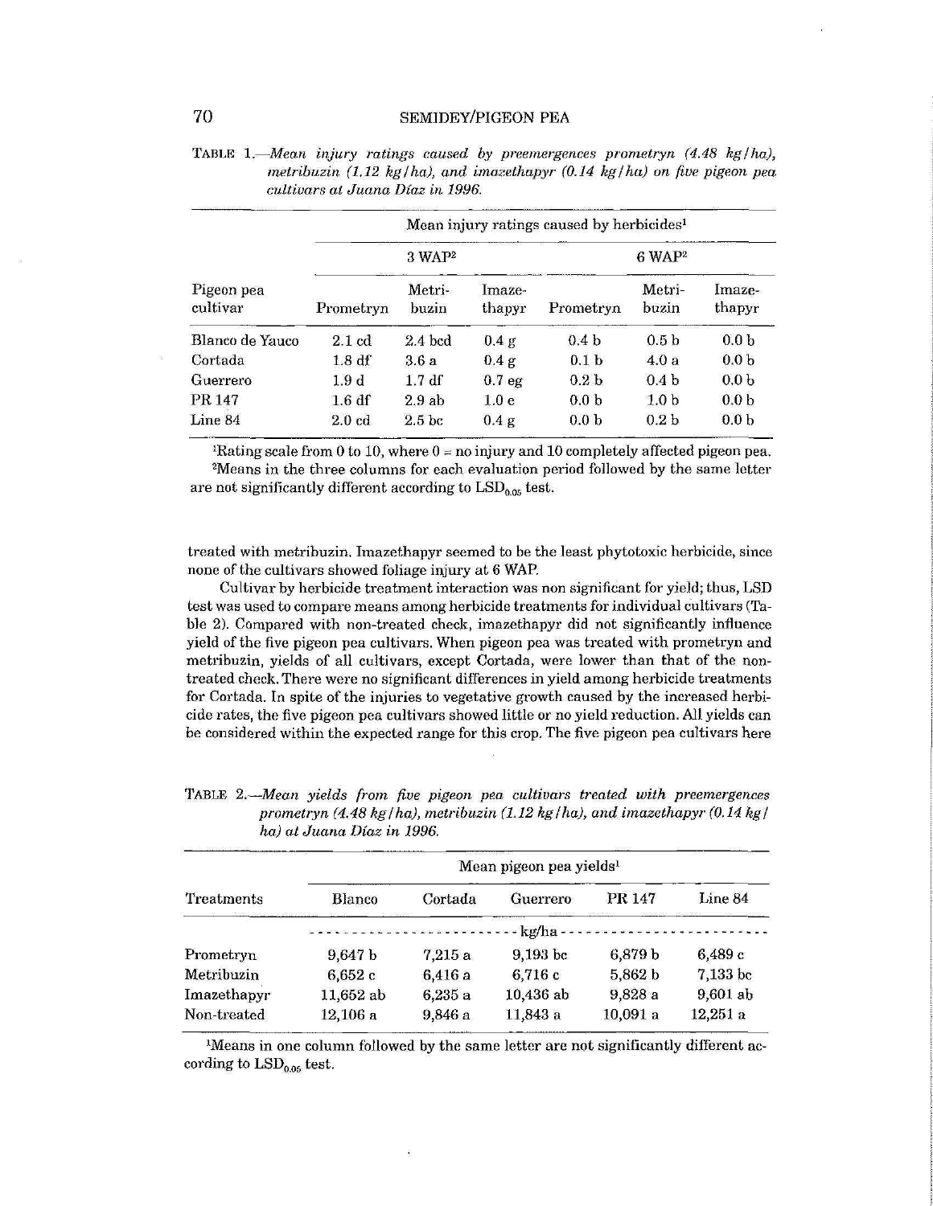TABLE 1.—*Mean injury ratings caused by preemergences prometryn (4.48 kg/ha), metribuzin (1.12 kg/ha), and imazethapyr (0.14 kg/ha) on five pigeon pea cultivars at Juana Díaz in 1996.*

| Pigeon pea cultivar | Mean injury ratings caused by herbicides[1] | | | | | |
|---|---|---|---|---|---|---|
| | 3 WAP[2] | | | 6 WAP[2] | | |
| | Prometryn | Metri-buzin | Imaze-thapyr | Prometryn | Metri-buzin | Imaze-thapyr |
| Blanco de Yauco | 2.1 cd | 2.4 bcd | 0.4 g | 0.4 b | 0.5 b | 0.0 b |
| Cortada | 1.8 df | 3.6 a | 0.4 g | 0.1 b | 4.0 a | 0.0 b |
| Guerrero | 1.9 d | 1.7 df | 0.7 eg | 0.2 b | 0.4 b | 0.0 b |
| PR 147 | 1.6 df | 2.9 ab | 1.0 e | 0.0 b | 1.0 b | 0.0 b |
| Line 84 | 2.0 cd | 2.5 bc | 0.4 g | 0.0 b | 0.2 b | 0.0 b |

[1]Rating scale from 0 to 10, where 0 = no injury and 10 completely affected pigeon pea.
[2]Means in the three columns for each evaluation period followed by the same letter are not significantly different according to $LSD_{0.05}$ test.

treated with metribuzin. Imazethapyr seemed to be the least phytotoxic herbicide, since none of the cultivars showed foliage injury at 6 WAP.

Cultivar by herbicide treatment interaction was non significant for yield; thus, LSD test was used to compare means among herbicide treatments for individual cultivars (Table 2). Compared with non-treated check, imazethapyr did not significantly influence yield of the five pigeon pea cultivars. When pigeon pea was treated with prometryn and metribuzin, yields of all cultivars, except Cortada, were lower than that of the non-treated check. There were no significant differences in yield among herbicide treatments for Cortada. In spite of the injuries to vegetative growth caused by the increased herbicide rates, the five pigeon pea cultivars showed little or no yield reduction. All yields can be considered within the expected range for this crop. The five pigeon pea cultivars here

TABLE 2.—*Mean yields from five pigeon pea cultivars treated with preemergences prometryn (4.48 kg/ha), metribuzin (1.12 kg/ha), and imazethapyr (0.14 kg/ha) at Juana Díaz in 1996.*

| Treatments | Mean pigeon pea yields[1] | | | | |
|---|---|---|---|---|---|
| | Blanco | Cortada | Guerrero | PR 147 | Line 84 |
| | kg/ha | | | | |
| Prometryn | 9,647 b | 7,215 a | 9,193 bc | 6,879 b | 6,489 c |
| Metribuzin | 6,652 c | 6,416 a | 6,716 c | 5,862 b | 7,133 bc |
| Imazethapyr | 11,652 ab | 6,235 a | 10,436 ab | 9,828 a | 9,601 ab |
| Non-treated | 12,106 a | 9,846 a | 11,843 a | 10,091 a | 12,251 a |

[1]Means in one column followed by the same letter are not significantly different according to $LSD_{0.05}$ test.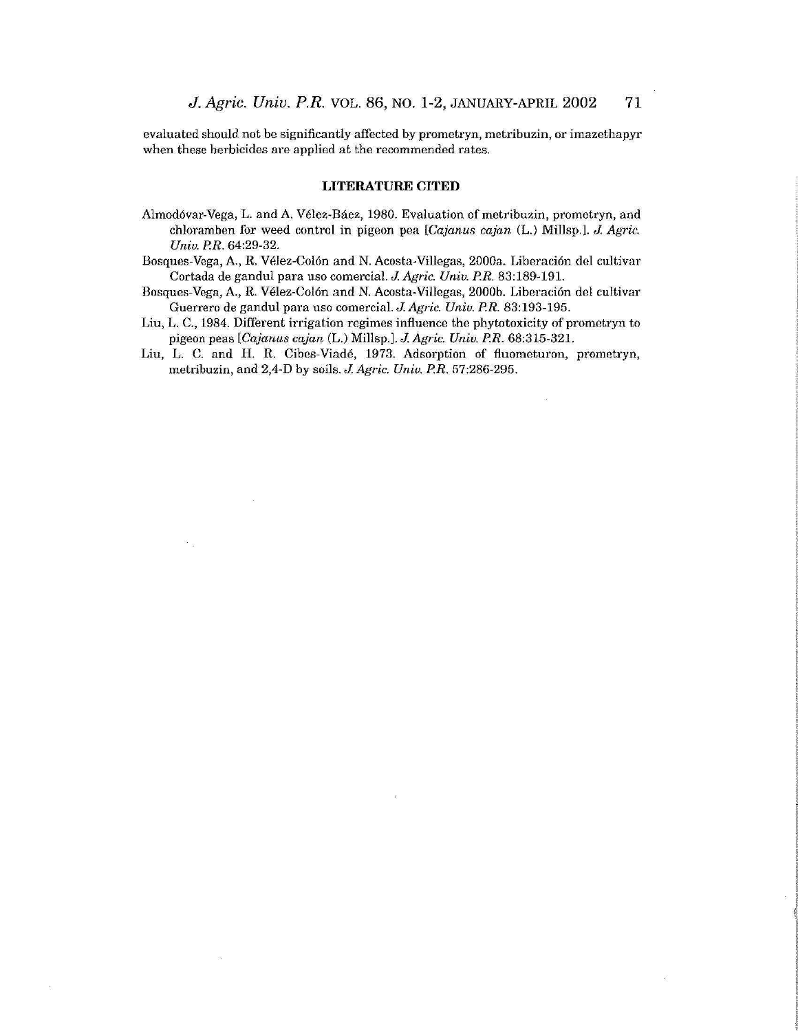evaluated should not be significantly affected by prometryn, metribuzin, or imazethapyr when these herbicides are applied at the recommended rates.

## LITERATURE CITED

Almodóvar-Vega, L. and A. Vélez-Báez, 1980. Evaluation of metribuzin, prometryn, and chloramben for weed control in pigeon pea [*Cajanus cajan* (L.) Millsp.]. *J. Agric. Univ. P.R.* 64:29-32.

Bosques-Vega, A., R. Vélez-Colón and N. Acosta-Villegas, 2000a. Liberación del cultivar Cortada de gandul para uso comercial. *J. Agric. Univ. P.R.* 83:189-191.

Bosques-Vega, A., R. Vélez-Colón and N. Acosta-Villegas, 2000b. Liberación del cultivar Guerrero de gandul para uso comercial. *J. Agric. Univ. P.R.* 83:193-195.

Liu, L. C., 1984. Different irrigation regimes influence the phytotoxicity of prometryn to pigeon peas [*Cajanus cajan* (L.) Millsp.]. *J. Agric. Univ. P.R.* 68:315-321.

Liu, L. C. and H. R. Cibes-Viadé, 1973. Adsorption of fluometuron, prometryn, metribuzin, and 2,4-D by soils. *J. Agric. Univ. P.R.* 57:286-295.